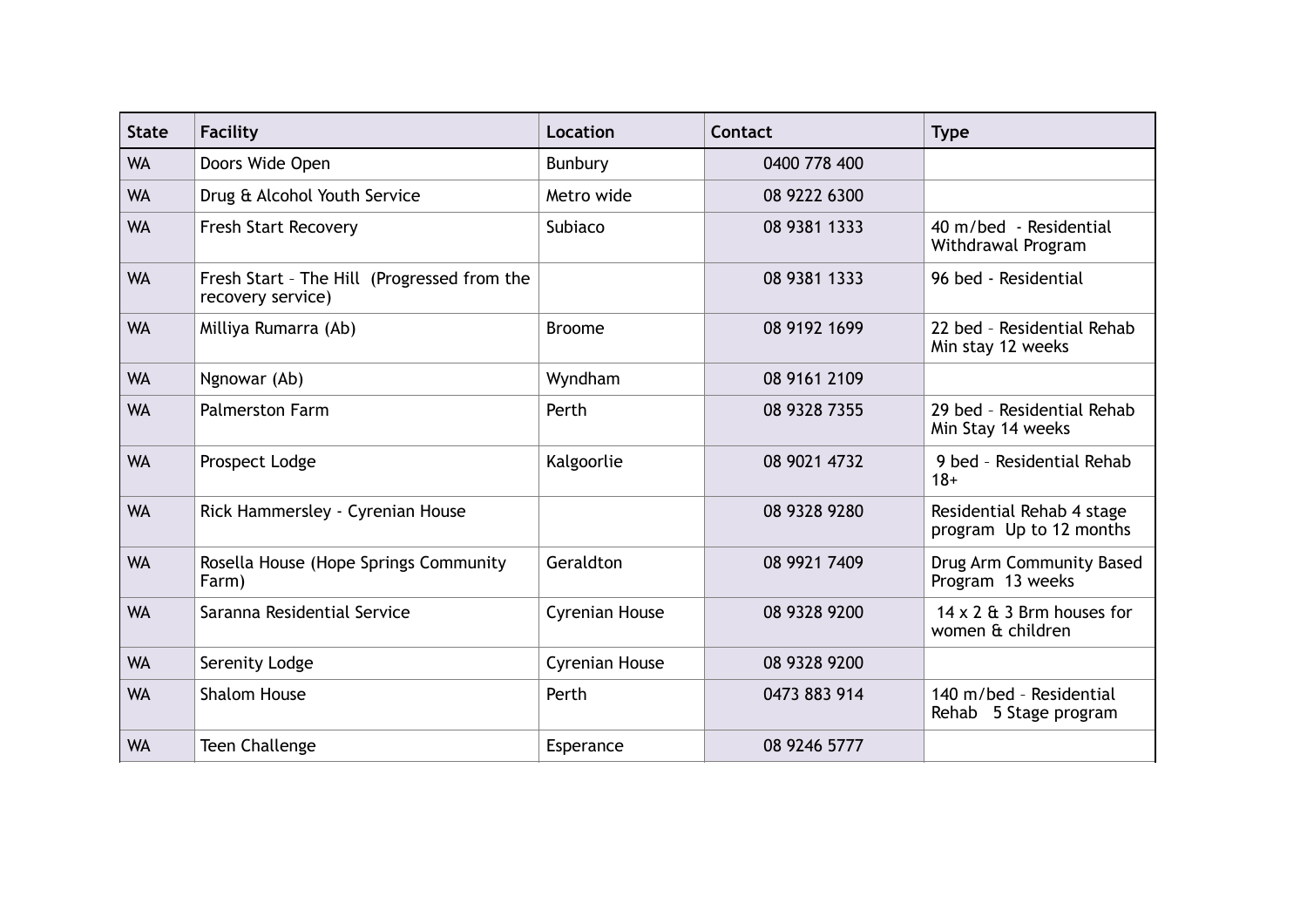| State | Facility | Location | Contact | Type |
|---|---|---|---|---|
| WA | Doors Wide Open | Bunbury | 0400 778 400 | |
| WA | Drug & Alcohol Youth Service | Metro wide | 08 9222 6300 | |
| WA | Fresh Start Recovery | Subiaco | 08 9381 1333 | 40 m/bed - Residential Withdrawal Program |
| WA | Fresh Start – The Hill (Progressed from the recovery service) | | 08 9381 1333 | 96 bed - Residential |
| WA | Milliya Rumarra (Ab) | Broome | 08 9192 1699 | 22 bed – Residential Rehab Min stay 12 weeks |
| WA | Ngnowar (Ab) | Wyndham | 08 9161 2109 | |
| WA | Palmerston Farm | Perth | 08 9328 7355 | 29 bed – Residential Rehab Min Stay 14 weeks |
| WA | Prospect Lodge | Kalgoorlie | 08 9021 4732 | 9 bed – Residential Rehab 18+ |
| WA | Rick Hammersley - Cyrenian House | | 08 9328 9280 | Residential Rehab 4 stage program Up to 12 months |
| WA | Rosella House (Hope Springs Community Farm) | Geraldton | 08 9921 7409 | Drug Arm Community Based Program 13 weeks |
| WA | Saranna Residential Service | Cyrenian House | 08 9328 9200 | 14 x 2 & 3 Brm houses for women & children |
| WA | Serenity Lodge | Cyrenian House | 08 9328 9200 | |
| WA | Shalom House | Perth | 0473 883 914 | 140 m/bed – Residential Rehab 5 Stage program |
| WA | Teen Challenge | Esperance | 08 9246 5777 | |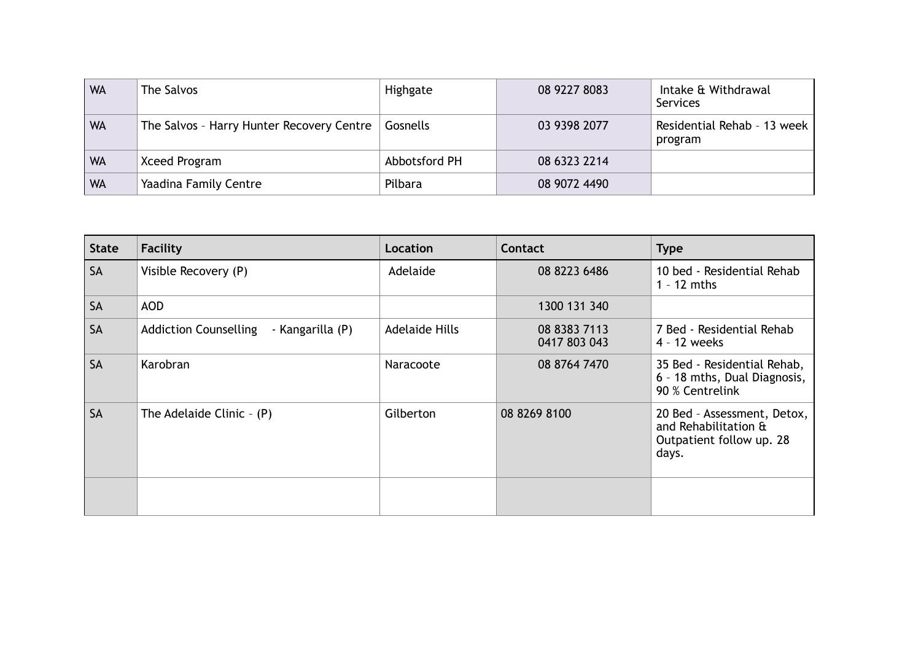| | | | | |
|---|---|---|---|---|
| WA | The Salvos | Highgate | 08 9227 8083 | Intake & Withdrawal Services |
| WA | The Salvos – Harry Hunter Recovery Centre | Gosnells | 03 9398 2077 | Residential Rehab – 13 week program |
| WA | Xceed Program | Abbotsford PH | 08 6323 2214 | |
| WA | Yaadina Family Centre | Pilbara | 08 9072 4490 | |

| State | Facility | Location | Contact | Type |
|---|---|---|---|---|
| SA | Visible Recovery (P) | Adelaide | 08 8223 6486 | 10 bed - Residential Rehab 1 – 12 mths |
| SA | AOD | | 1300 131 340 | |
| SA | Addiction Counselling - Kangarilla (P) | Adelaide Hills | 08 8383 7113<br>0417 803 043 | 7 Bed - Residential Rehab 4 – 12 weeks |
| SA | Karobran | Naracoote | 08 8764 7470 | 35 Bed - Residential Rehab, 6 – 18 mths, Dual Diagnosis, 90 % Centrelink |
| SA | The Adelaide Clinic – (P) | Gilberton | 08 8269 8100 | 20 Bed – Assessment, Detox, and Rehabilitation & Outpatient follow up. 28 days. |
| | | | | |